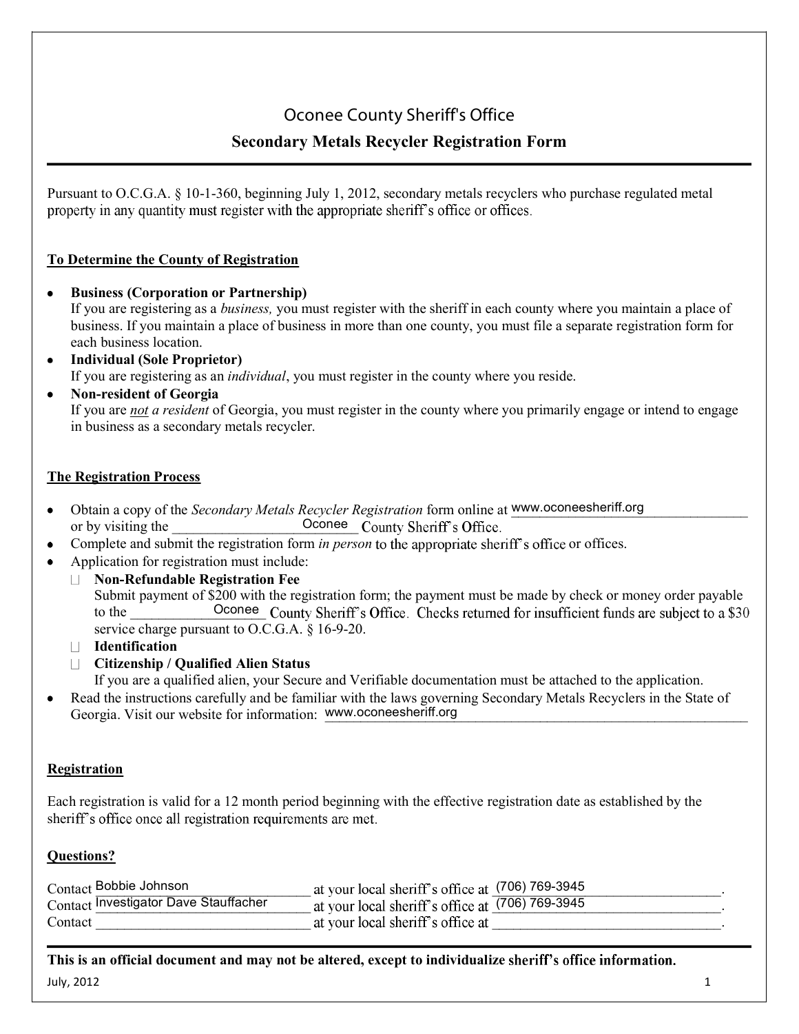# Oconee County Sheriff's Office

## Secondary Metals Recycler Registration Form

Pursuant to O.C.G.A. § 10-1-360, beginning July 1, 2012, secondary metals recyclers who purchase regulated metal property in any quantity must register with the appropriate sheriff's office or offices.

### To Determine the County of Registration

- **Business (Corporation or Partnership)**
  If you are registering as a *business,* you must register with the sheriff in each county where you maintain a place of business. If you maintain a place of business in more than one county, you must file a separate registration form for each business location.
- **Individual (Sole Proprietor)**
  If you are registering as an *individual*, you must register in the county where you reside.
- **Non-resident of Georgia**
  If you are *not a resident* of Georgia, you must register in the county where you primarily engage or intend to engage in business as a secondary metals recycler.

### The Registration Process

- Obtain a copy of the *Secondary Metals Recycler Registration* form online at www.oconeesheriff.org or by visiting the Oconee County Sheriff's Office.
- Complete and submit the registration form *in person* to the appropriate sheriff's office or offices.
- Application for registration must include:
  - ☐ **Non-Refundable Registration Fee**
    Submit payment of $200 with the registration form; the payment must be made by check or money order payable to the Oconee County Sheriff's Office. Checks returned for insufficient funds are subject to a $30 service charge pursuant to O.C.G.A. § 16-9-20.
  - ☐ **Identification**
  - ☐ **Citizenship / Qualified Alien Status**
    If you are a qualified alien, your Secure and Verifiable documentation must be attached to the application.
- Read the instructions carefully and be familiar with the laws governing Secondary Metals Recyclers in the State of Georgia. Visit our website for information: www.oconeesheriff.org

### Registration

Each registration is valid for a 12 month period beginning with the effective registration date as established by the sheriff's office once all registration requirements are met.

### Questions?

Contact Bobbie Johnson at your local sheriff's office at (706) 769-3945.
Contact Investigator Dave Stauffacher at your local sheriff's office at (706) 769-3945.
Contact ______________________ at your local sheriff's office at ______________________.

**This is an official document and may not be altered, except to individualize sheriff's office information.**

July, 2012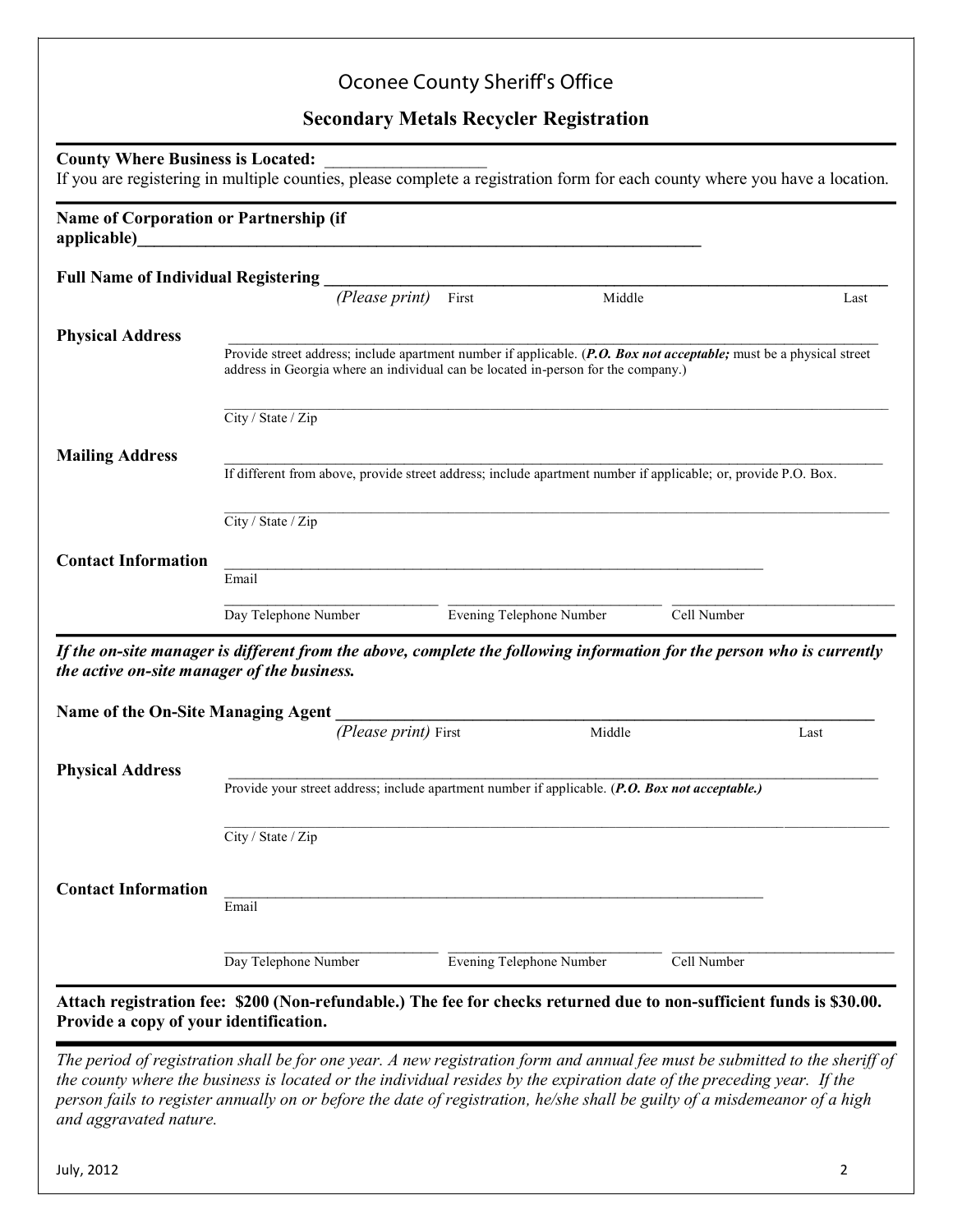# Oconee County Sheriff's Office

## Secondary Metals Recycler Registration

**County Where Business is Located:** ___________________

If you are registering in multiple counties, please complete a registration form for each county where you have a location.

---

**Name of Corporation or Partnership (if applicable)**_______________________________________________________________

**Full Name of Individual Registering** _______________________________________________________________

*(Please print)* First Middle Last

**Physical Address** _______________________________________________________________

Provide street address; include apartment number if applicable. (***P.O. Box not acceptable;*** must be a physical street address in Georgia where an individual can be located in-person for the company.)

_______________________________________________________________

City / State / Zip

**Mailing Address** _______________________________________________________________

If different from above, provide street address; include apartment number if applicable; or, provide P.O. Box.

_______________________________________________________________

City / State / Zip

**Contact Information** _______________________________________________________________

Email

_____________________________ _____________________________ _____________________________

Day Telephone Number Evening Telephone Number Cell Number

---

***If the on-site manager is different from the above, complete the following information for the person who is currently the active on-site manager of the business.***

**Name of the On-Site Managing Agent** _______________________________________________________________

*(Please print)* First Middle Last

**Physical Address** _______________________________________________________________

Provide your street address; include apartment number if applicable. (***P.O. Box not acceptable.)***

_______________________________________________________________

City / State / Zip

**Contact Information** _______________________________________________________________

Email

_____________________________ _____________________________ _____________________________

Day Telephone Number Evening Telephone Number Cell Number

---

**Attach registration fee: $200 (Non-refundable.) The fee for checks returned due to non-sufficient funds is $30.00. Provide a copy of your identification.**

---

*The period of registration shall be for one year. A new registration form and annual fee must be submitted to the sheriff of the county where the business is located or the individual resides by the expiration date of the preceding year. If the person fails to register annually on or before the date of registration, he/she shall be guilty of a misdemeanor of a high and aggravated nature.*

July, 2012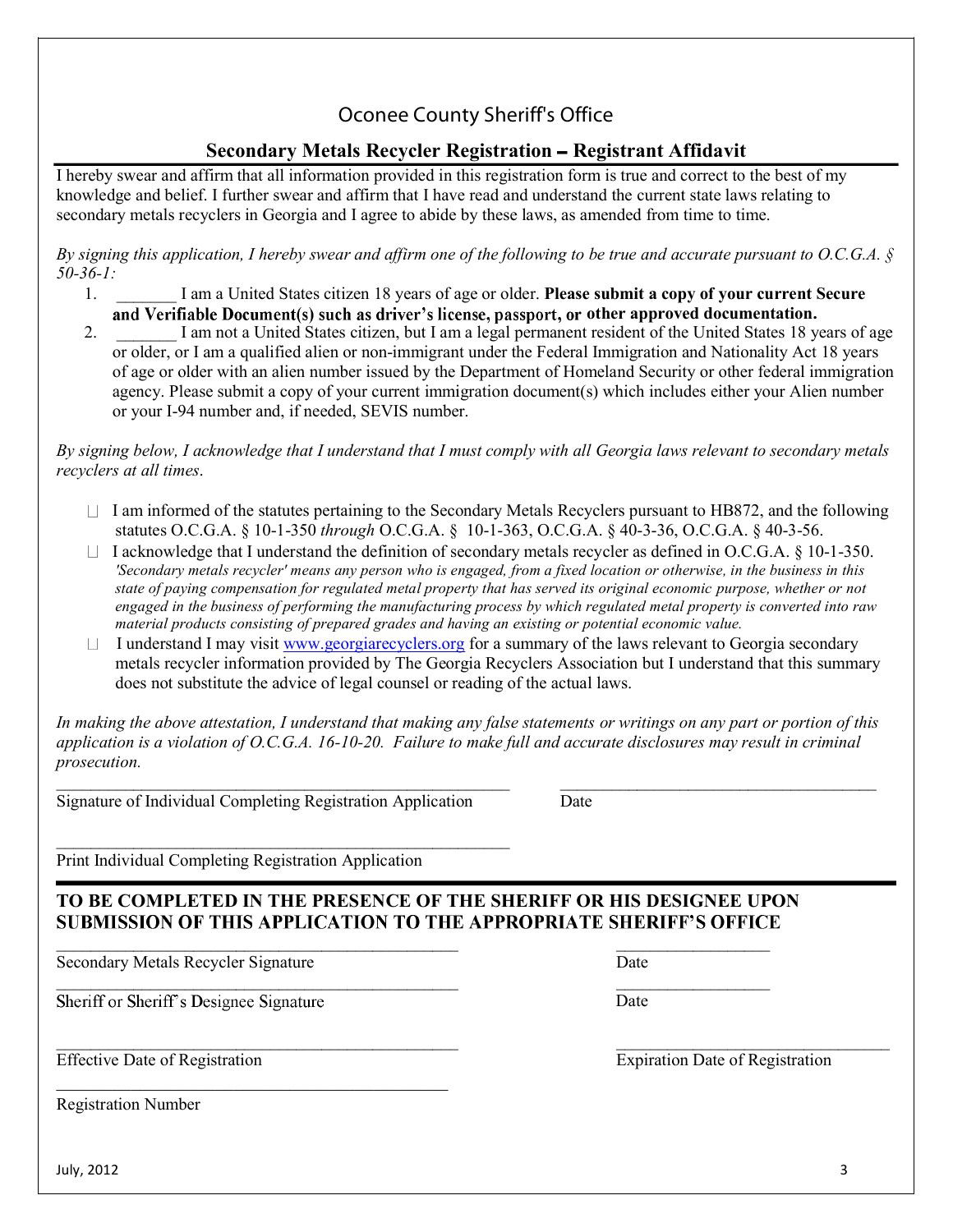# Oconee County Sheriff's Office

## Secondary Metals Recycler Registration – Registrant Affidavit

I hereby swear and affirm that all information provided in this registration form is true and correct to the best of my knowledge and belief. I further swear and affirm that I have read and understand the current state laws relating to secondary metals recyclers in Georgia and I agree to abide by these laws, as amended from time to time.

*By signing this application, I hereby swear and affirm one of the following to be true and accurate pursuant to O.C.G.A. § 50-36-1:*

1. _______ I am a United States citizen 18 years of age or older. **Please submit a copy of your current Secure and Verifiable Document(s) such as driver's license, passport, or other approved documentation.**
2. _______ I am not a United States citizen, but I am a legal permanent resident of the United States 18 years of age or older, or I am a qualified alien or non-immigrant under the Federal Immigration and Nationality Act 18 years of age or older with an alien number issued by the Department of Homeland Security or other federal immigration agency. Please submit a copy of your current immigration document(s) which includes either your Alien number or your I-94 number and, if needed, SEVIS number.

*By signing below, I acknowledge that I understand that I must comply with all Georgia laws relevant to secondary metals recyclers at all times*.

- ☐ I am informed of the statutes pertaining to the Secondary Metals Recyclers pursuant to HB872, and the following statutes O.C.G.A. § 10-1-350 *through* O.C.G.A. § 10-1-363, O.C.G.A. § 40-3-36, O.C.G.A. § 40-3-56.
- ☐ I acknowledge that I understand the definition of secondary metals recycler as defined in O.C.G.A. § 10-1-350. *'Secondary metals recycler' means any person who is engaged, from a fixed location or otherwise, in the business in this state of paying compensation for regulated metal property that has served its original economic purpose, whether or not engaged in the business of performing the manufacturing process by which regulated metal property is converted into raw material products consisting of prepared grades and having an existing or potential economic value.*
- ☐ I understand I may visit www.georgiarecyclers.org for a summary of the laws relevant to Georgia secondary metals recycler information provided by The Georgia Recyclers Association but I understand that this summary does not substitute the advice of legal counsel or reading of the actual laws.

*In making the above attestation, I understand that making any false statements or writings on any part or portion of this application is a violation of O.C.G.A. 16-10-20. Failure to make full and accurate disclosures may result in criminal prosecution.*

_______________________________________________ _______________________________

Signature of Individual Completing Registration Application Date

_______________________________________________

Print Individual Completing Registration Application

**TO BE COMPLETED IN THE PRESENCE OF THE SHERIFF OR HIS DESIGNEE UPON SUBMISSION OF THIS APPLICATION TO THE APPROPRIATE SHERIFF'S OFFICE**

_______________________________________________ _______________

Secondary Metals Recycler Signature Date

_______________________________________________ _______________

Sheriff or Sheriff's Designee Signature Date

_______________________________________________ _______________________________

Effective Date of Registration Expiration Date of Registration

_______________________________________________

Registration Number

July, 2012